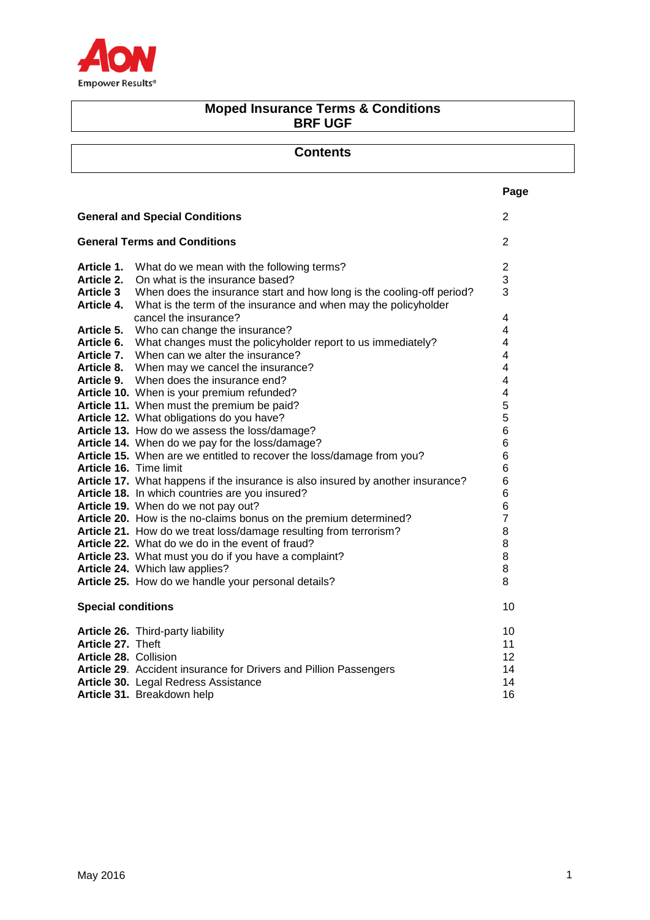# Moped Insurance Terms & Conditions
# BRF UGF

## Contents

| | | Page |
|---|---|---|
| **General and Special Conditions** | | 2 |
| **General Terms and Conditions** | | 2 |
| **Article 1.** | What do we mean with the following terms? | 2 |
| **Article 2.** | On what is the insurance based? | 3 |
| **Article 3** | When does the insurance start and how long is the cooling-off period? | 3 |
| **Article 4.** | What is the term of the insurance and when may the policyholder cancel the insurance? | 4 |
| **Article 5.** | Who can change the insurance? | 4 |
| **Article 6.** | What changes must the policyholder report to us immediately? | 4 |
| **Article 7.** | When can we alter the insurance? | 4 |
| **Article 8.** | When may we cancel the insurance? | 4 |
| **Article 9.** | When does the insurance end? | 4 |
| **Article 10.** | When is your premium refunded? | 4 |
| **Article 11.** | When must the premium be paid? | 5 |
| **Article 12.** | What obligations do you have? | 5 |
| **Article 13.** | How do we assess the loss/damage? | 6 |
| **Article 14.** | When do we pay for the loss/damage? | 6 |
| **Article 15.** | When are we entitled to recover the loss/damage from you? | 6 |
| **Article 16.** | Time limit | 6 |
| **Article 17.** | What happens if the insurance is also insured by another insurance? | 6 |
| **Article 18.** | In which countries are you insured? | 6 |
| **Article 19.** | When do we not pay out? | 6 |
| **Article 20.** | How is the no-claims bonus on the premium determined? | 7 |
| **Article 21.** | How do we treat loss/damage resulting from terrorism? | 8 |
| **Article 22.** | What do we do in the event of fraud? | 8 |
| **Article 23.** | What must you do if you have a complaint? | 8 |
| **Article 24.** | Which law applies? | 8 |
| **Article 25.** | How do we handle your personal details? | 8 |
| **Special conditions** | | 10 |
| **Article 26.** | Third-party liability | 10 |
| **Article 27.** | Theft | 11 |
| **Article 28.** | Collision | 12 |
| **Article 29**. | Accident insurance for Drivers and Pillion Passengers | 14 |
| **Article 30.** | Legal Redress Assistance | 14 |
| **Article 31.** | Breakdown help | 16 |

May 2016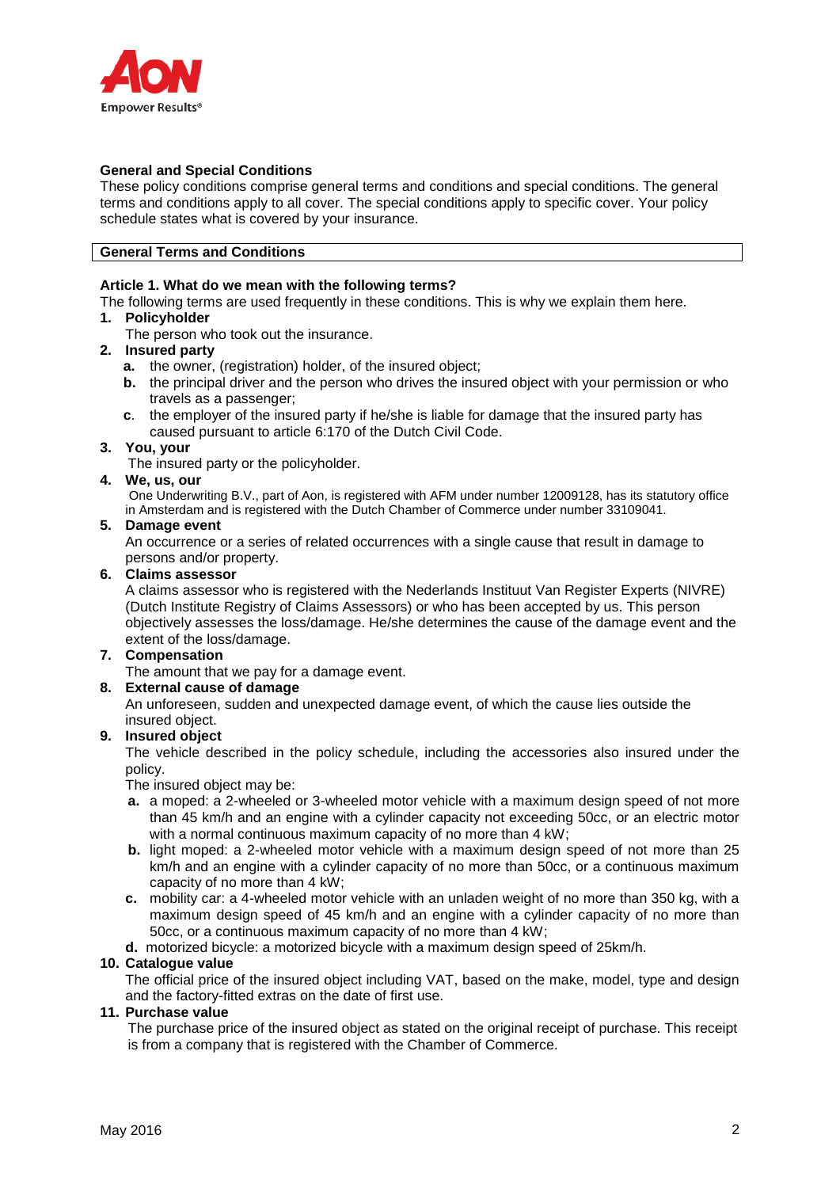## General and Special Conditions

These policy conditions comprise general terms and conditions and special conditions. The general terms and conditions apply to all cover. The special conditions apply to specific cover. Your policy schedule states what is covered by your insurance.

## General Terms and Conditions

### Article 1. What do we mean with the following terms?

The following terms are used frequently in these conditions. This is why we explain them here.

1. **Policyholder**
   The person who took out the insurance.
2. **Insured party**
   - **a.** the owner, (registration) holder, of the insured object;
   - **b.** the principal driver and the person who drives the insured object with your permission or who travels as a passenger;
   - **c.** the employer of the insured party if he/she is liable for damage that the insured party has caused pursuant to article 6:170 of the Dutch Civil Code.
3. **You, your**
   The insured party or the policyholder.
4. **We, us, our**
   One Underwriting B.V., part of Aon, is registered with AFM under number 12009128, has its statutory office in Amsterdam and is registered with the Dutch Chamber of Commerce under number 33109041.
5. **Damage event**
   An occurrence or a series of related occurrences with a single cause that result in damage to persons and/or property.
6. **Claims assessor**
   A claims assessor who is registered with the Nederlands Instituut Van Register Experts (NIVRE) (Dutch Institute Registry of Claims Assessors) or who has been accepted by us. This person objectively assesses the loss/damage. He/she determines the cause of the damage event and the extent of the loss/damage.
7. **Compensation**
   The amount that we pay for a damage event.
8. **External cause of damage**
   An unforeseen, sudden and unexpected damage event, of which the cause lies outside the insured object.
9. **Insured object**
   The vehicle described in the policy schedule, including the accessories also insured under the policy.
   The insured object may be:
   - **a.** a moped: a 2-wheeled or 3-wheeled motor vehicle with a maximum design speed of not more than 45 km/h and an engine with a cylinder capacity not exceeding 50cc, or an electric motor with a normal continuous maximum capacity of no more than 4 kW;
   - **b.** light moped: a 2-wheeled motor vehicle with a maximum design speed of not more than 25 km/h and an engine with a cylinder capacity of no more than 50cc, or a continuous maximum capacity of no more than 4 kW;
   - **c.** mobility car: a 4-wheeled motor vehicle with an unladen weight of no more than 350 kg, with a maximum design speed of 45 km/h and an engine with a cylinder capacity of no more than 50cc, or a continuous maximum capacity of no more than 4 kW;
   - **d.** motorized bicycle: a motorized bicycle with a maximum design speed of 25km/h.
10. **Catalogue value**
    The official price of the insured object including VAT, based on the make, model, type and design and the factory-fitted extras on the date of first use.
11. **Purchase value**
    The purchase price of the insured object as stated on the original receipt of purchase. This receipt is from a company that is registered with the Chamber of Commerce.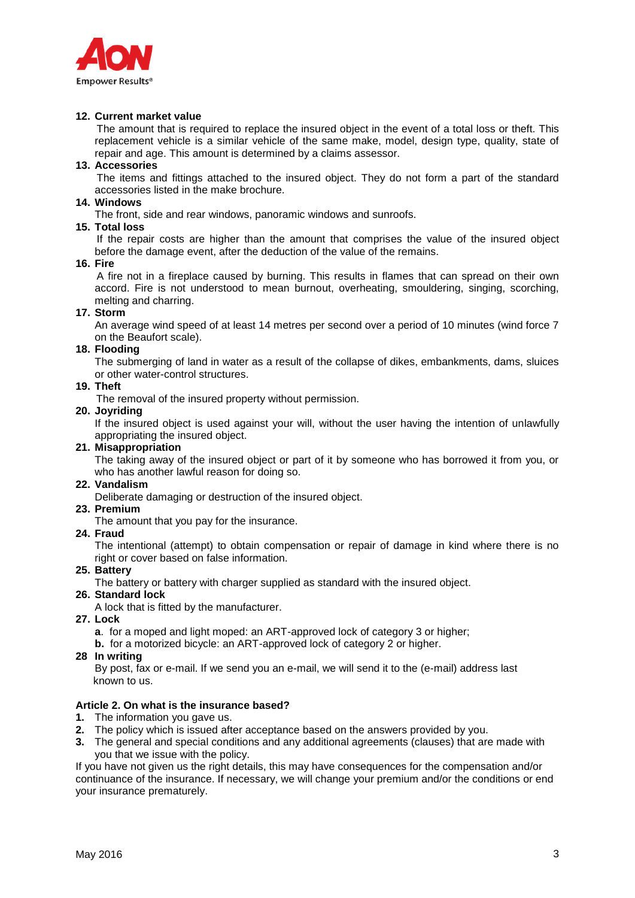**12. Current market value**

The amount that is required to replace the insured object in the event of a total loss or theft. This replacement vehicle is a similar vehicle of the same make, model, design type, quality, state of repair and age. This amount is determined by a claims assessor.

**13. Accessories**

The items and fittings attached to the insured object. They do not form a part of the standard accessories listed in the make brochure.

**14. Windows**

The front, side and rear windows, panoramic windows and sunroofs.

**15. Total loss**

If the repair costs are higher than the amount that comprises the value of the insured object before the damage event, after the deduction of the value of the remains.

**16. Fire**

A fire not in a fireplace caused by burning. This results in flames that can spread on their own accord. Fire is not understood to mean burnout, overheating, smouldering, singing, scorching, melting and charring.

**17. Storm**

An average wind speed of at least 14 metres per second over a period of 10 minutes (wind force 7 on the Beaufort scale).

**18. Flooding**

The submerging of land in water as a result of the collapse of dikes, embankments, dams, sluices or other water-control structures.

**19. Theft**

The removal of the insured property without permission.

**20. Joyriding**

If the insured object is used against your will, without the user having the intention of unlawfully appropriating the insured object.

**21. Misappropriation**

The taking away of the insured object or part of it by someone who has borrowed it from you, or who has another lawful reason for doing so.

**22. Vandalism**

Deliberate damaging or destruction of the insured object.

**23. Premium**

The amount that you pay for the insurance.

**24. Fraud**

The intentional (attempt) to obtain compensation or repair of damage in kind where there is no right or cover based on false information.

**25. Battery**

The battery or battery with charger supplied as standard with the insured object.

**26. Standard lock**

A lock that is fitted by the manufacturer.

**27. Lock**

**a**. for a moped and light moped: an ART-approved lock of category 3 or higher;
**b.** for a motorized bicycle: an ART-approved lock of category 2 or higher.

**28 In writing**

By post, fax or e-mail. If we send you an e-mail, we will send it to the (e-mail) address last known to us.

**Article 2. On what is the insurance based?**

1. The information you gave us.
2. The policy which is issued after acceptance based on the answers provided by you.
3. The general and special conditions and any additional agreements (clauses) that are made with you that we issue with the policy.

If you have not given us the right details, this may have consequences for the compensation and/or continuance of the insurance. If necessary, we will change your premium and/or the conditions or end your insurance prematurely.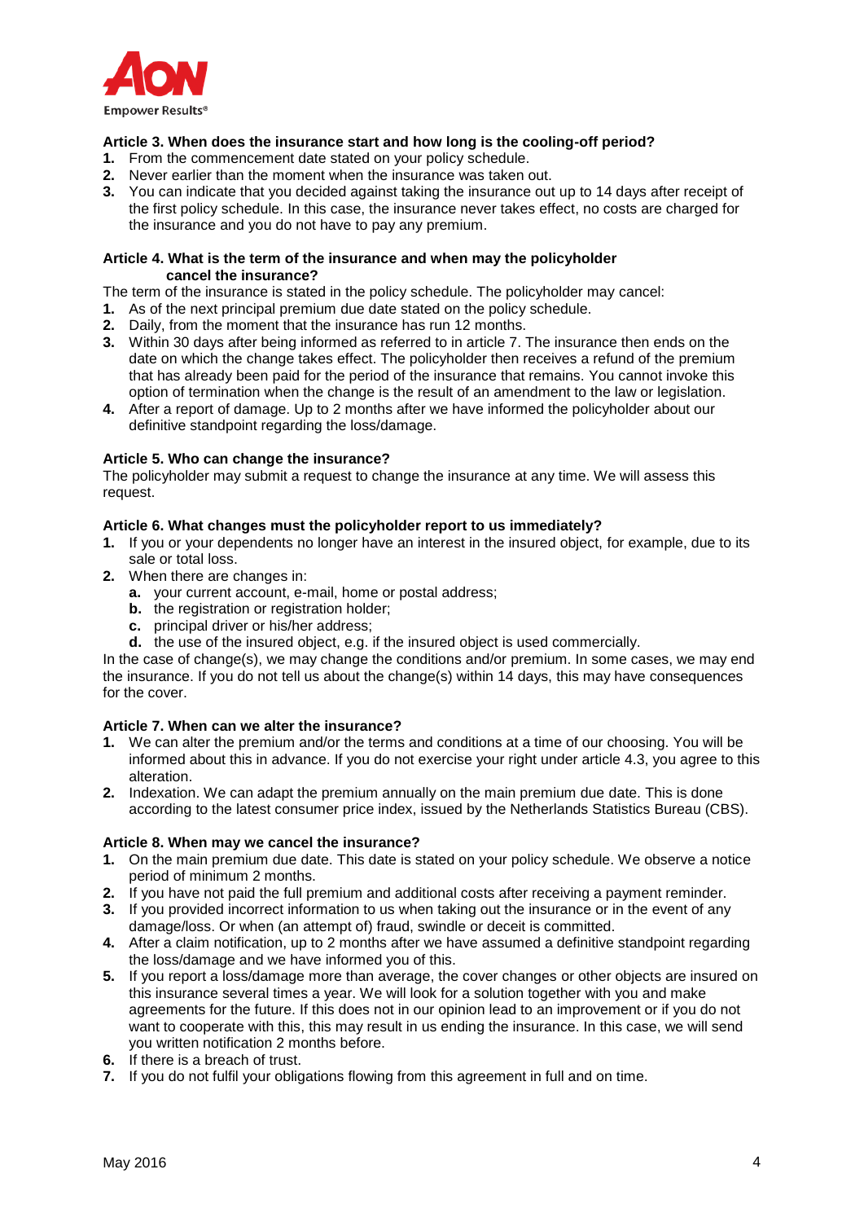### Article 3. When does the insurance start and how long is the cooling-off period?

1. From the commencement date stated on your policy schedule.
2. Never earlier than the moment when the insurance was taken out.
3. You can indicate that you decided against taking the insurance out up to 14 days after receipt of the first policy schedule. In this case, the insurance never takes effect, no costs are charged for the insurance and you do not have to pay any premium.

### Article 4. What is the term of the insurance and when may the policyholder cancel the insurance?

The term of the insurance is stated in the policy schedule. The policyholder may cancel:

1. As of the next principal premium due date stated on the policy schedule.
2. Daily, from the moment that the insurance has run 12 months.
3. Within 30 days after being informed as referred to in article 7. The insurance then ends on the date on which the change takes effect. The policyholder then receives a refund of the premium that has already been paid for the period of the insurance that remains. You cannot invoke this option of termination when the change is the result of an amendment to the law or legislation.
4. After a report of damage. Up to 2 months after we have informed the policyholder about our definitive standpoint regarding the loss/damage.

### Article 5. Who can change the insurance?

The policyholder may submit a request to change the insurance at any time. We will assess this request.

### Article 6. What changes must the policyholder report to us immediately?

1. If you or your dependents no longer have an interest in the insured object, for example, due to its sale or total loss.
2. When there are changes in:
   a. your current account, e-mail, home or postal address;
   b. the registration or registration holder;
   c. principal driver or his/her address;
   d. the use of the insured object, e.g. if the insured object is used commercially.

In the case of change(s), we may change the conditions and/or premium. In some cases, we may end the insurance. If you do not tell us about the change(s) within 14 days, this may have consequences for the cover.

### Article 7. When can we alter the insurance?

1. We can alter the premium and/or the terms and conditions at a time of our choosing. You will be informed about this in advance. If you do not exercise your right under article 4.3, you agree to this alteration.
2. Indexation. We can adapt the premium annually on the main premium due date. This is done according to the latest consumer price index, issued by the Netherlands Statistics Bureau (CBS).

### Article 8. When may we cancel the insurance?

1. On the main premium due date. This date is stated on your policy schedule. We observe a notice period of minimum 2 months.
2. If you have not paid the full premium and additional costs after receiving a payment reminder.
3. If you provided incorrect information to us when taking out the insurance or in the event of any damage/loss. Or when (an attempt of) fraud, swindle or deceit is committed.
4. After a claim notification, up to 2 months after we have assumed a definitive standpoint regarding the loss/damage and we have informed you of this.
5. If you report a loss/damage more than average, the cover changes or other objects are insured on this insurance several times a year. We will look for a solution together with you and make agreements for the future. If this does not in our opinion lead to an improvement or if you do not want to cooperate with this, this may result in us ending the insurance. In this case, we will send you written notification 2 months before.
6. If there is a breach of trust.
7. If you do not fulfil your obligations flowing from this agreement in full and on time.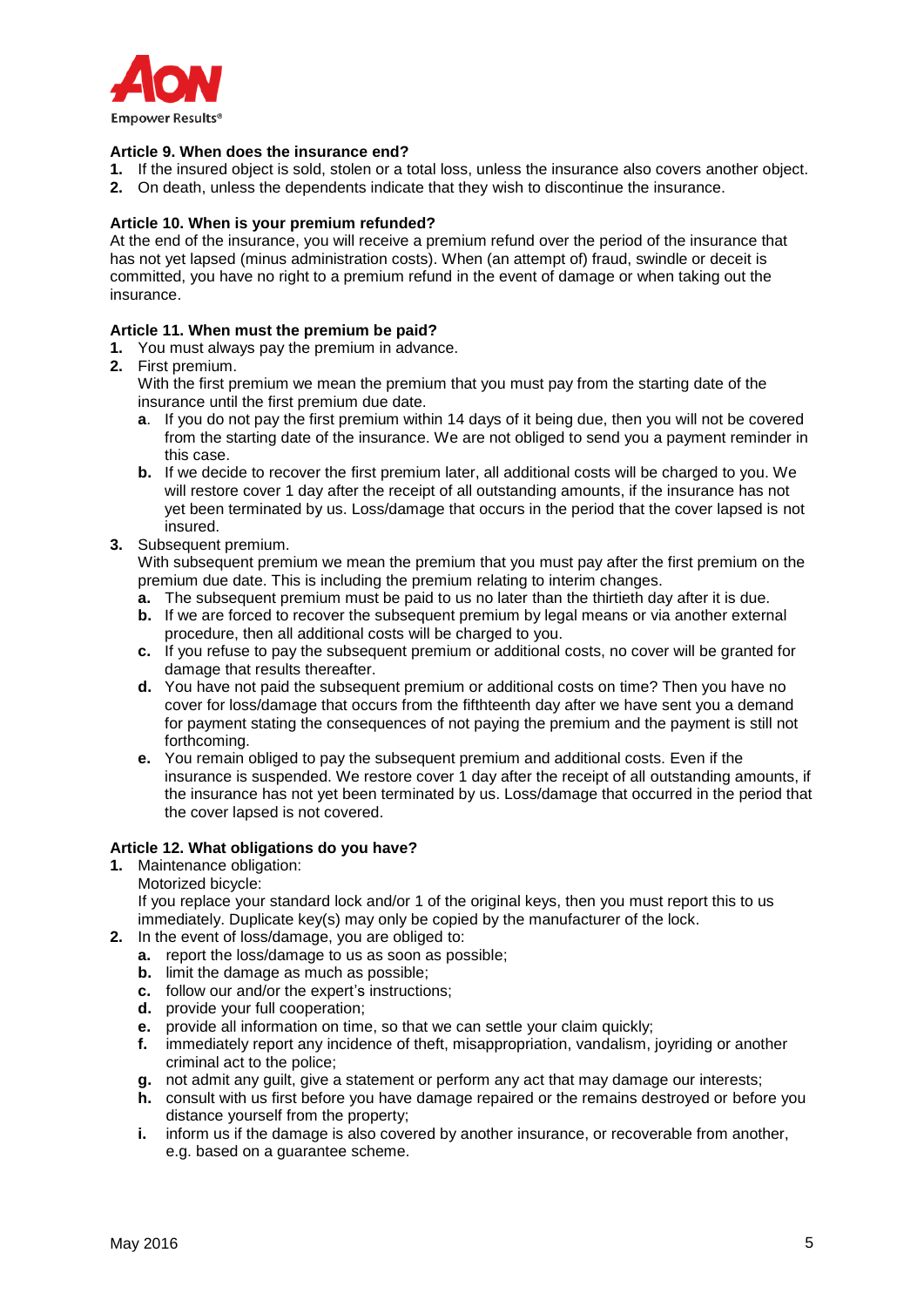### Article 9. When does the insurance end?

1. If the insured object is sold, stolen or a total loss, unless the insurance also covers another object.
2. On death, unless the dependents indicate that they wish to discontinue the insurance.

### Article 10. When is your premium refunded?

At the end of the insurance, you will receive a premium refund over the period of the insurance that has not yet lapsed (minus administration costs). When (an attempt of) fraud, swindle or deceit is committed, you have no right to a premium refund in the event of damage or when taking out the insurance.

### Article 11. When must the premium be paid?

1. You must always pay the premium in advance.
2. First premium.
   With the first premium we mean the premium that you must pay from the starting date of the insurance until the first premium due date.
   - **a**. If you do not pay the first premium within 14 days of it being due, then you will not be covered from the starting date of the insurance. We are not obliged to send you a payment reminder in this case.
   - **b.** If we decide to recover the first premium later, all additional costs will be charged to you. We will restore cover 1 day after the receipt of all outstanding amounts, if the insurance has not yet been terminated by us. Loss/damage that occurs in the period that the cover lapsed is not insured.
3. Subsequent premium.
   With subsequent premium we mean the premium that you must pay after the first premium on the premium due date. This is including the premium relating to interim changes.
   - **a.** The subsequent premium must be paid to us no later than the thirtieth day after it is due.
   - **b.** If we are forced to recover the subsequent premium by legal means or via another external procedure, then all additional costs will be charged to you.
   - **c.** If you refuse to pay the subsequent premium or additional costs, no cover will be granted for damage that results thereafter.
   - **d.** You have not paid the subsequent premium or additional costs on time? Then you have no cover for loss/damage that occurs from the fifthteenth day after we have sent you a demand for payment stating the consequences of not paying the premium and the payment is still not forthcoming.
   - **e.** You remain obliged to pay the subsequent premium and additional costs. Even if the insurance is suspended. We restore cover 1 day after the receipt of all outstanding amounts, if the insurance has not yet been terminated by us. Loss/damage that occurred in the period that the cover lapsed is not covered.

### Article 12. What obligations do you have?

1. Maintenance obligation:
   Motorized bicycle:
   If you replace your standard lock and/or 1 of the original keys, then you must report this to us immediately. Duplicate key(s) may only be copied by the manufacturer of the lock.
2. In the event of loss/damage, you are obliged to:
   - **a.** report the loss/damage to us as soon as possible;
   - **b.** limit the damage as much as possible;
   - **c.** follow our and/or the expert's instructions;
   - **d.** provide your full cooperation;
   - **e.** provide all information on time, so that we can settle your claim quickly;
   - **f.** immediately report any incidence of theft, misappropriation, vandalism, joyriding or another criminal act to the police;
   - **g.** not admit any guilt, give a statement or perform any act that may damage our interests;
   - **h.** consult with us first before you have damage repaired or the remains destroyed or before you distance yourself from the property;
   - **i.** inform us if the damage is also covered by another insurance, or recoverable from another, e.g. based on a guarantee scheme.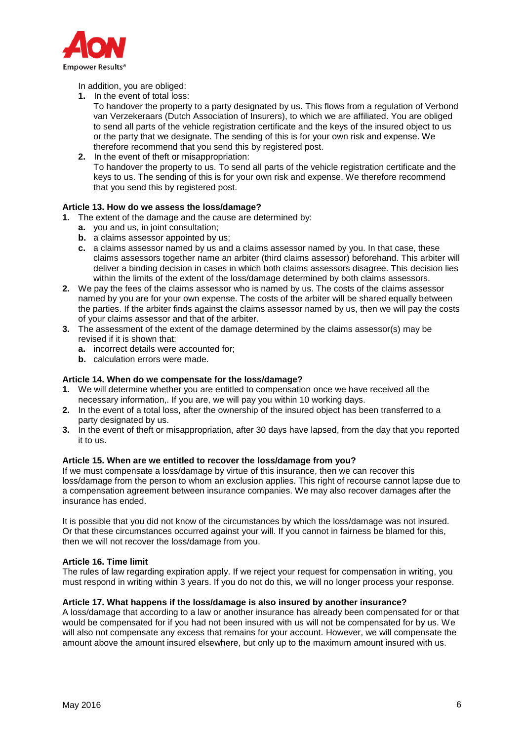In addition, you are obliged:

1. In the event of total loss:
   To handover the property to a party designated by us. This flows from a regulation of Verbond van Verzekeraars (Dutch Association of Insurers), to which we are affiliated. You are obliged to send all parts of the vehicle registration certificate and the keys of the insured object to us or the party that we designate. The sending of this is for your own risk and expense. We therefore recommend that you send this by registered post.
2. In the event of theft or misappropriation:
   To handover the property to us. To send all parts of the vehicle registration certificate and the keys to us. The sending of this is for your own risk and expense. We therefore recommend that you send this by registered post.

**Article 13. How do we assess the loss/damage?**

1. The extent of the damage and the cause are determined by:
   a. you and us, in joint consultation;
   b. a claims assessor appointed by us;
   c. a claims assessor named by us and a claims assessor named by you. In that case, these claims assessors together name an arbiter (third claims assessor) beforehand. This arbiter will deliver a binding decision in cases in which both claims assessors disagree. This decision lies within the limits of the extent of the loss/damage determined by both claims assessors.
2. We pay the fees of the claims assessor who is named by us. The costs of the claims assessor named by you are for your own expense. The costs of the arbiter will be shared equally between the parties. If the arbiter finds against the claims assessor named by us, then we will pay the costs of your claims assessor and that of the arbiter.
3. The assessment of the extent of the damage determined by the claims assessor(s) may be revised if it is shown that:
   a. incorrect details were accounted for;
   b. calculation errors were made.

**Article 14. When do we compensate for the loss/damage?**

1. We will determine whether you are entitled to compensation once we have received all the necessary information,. If you are, we will pay you within 10 working days.
2. In the event of a total loss, after the ownership of the insured object has been transferred to a party designated by us.
3. In the event of theft or misappropriation, after 30 days have lapsed, from the day that you reported it to us.

**Article 15. When are we entitled to recover the loss/damage from you?**

If we must compensate a loss/damage by virtue of this insurance, then we can recover this loss/damage from the person to whom an exclusion applies. This right of recourse cannot lapse due to a compensation agreement between insurance companies. We may also recover damages after the insurance has ended.

It is possible that you did not know of the circumstances by which the loss/damage was not insured. Or that these circumstances occurred against your will. If you cannot in fairness be blamed for this, then we will not recover the loss/damage from you.

**Article 16. Time limit**

The rules of law regarding expiration apply. If we reject your request for compensation in writing, you must respond in writing within 3 years. If you do not do this, we will no longer process your response.

**Article 17. What happens if the loss/damage is also insured by another insurance?**

A loss/damage that according to a law or another insurance has already been compensated for or that would be compensated for if you had not been insured with us will not be compensated for by us. We will also not compensate any excess that remains for your account. However, we will compensate the amount above the amount insured elsewhere, but only up to the maximum amount insured with us.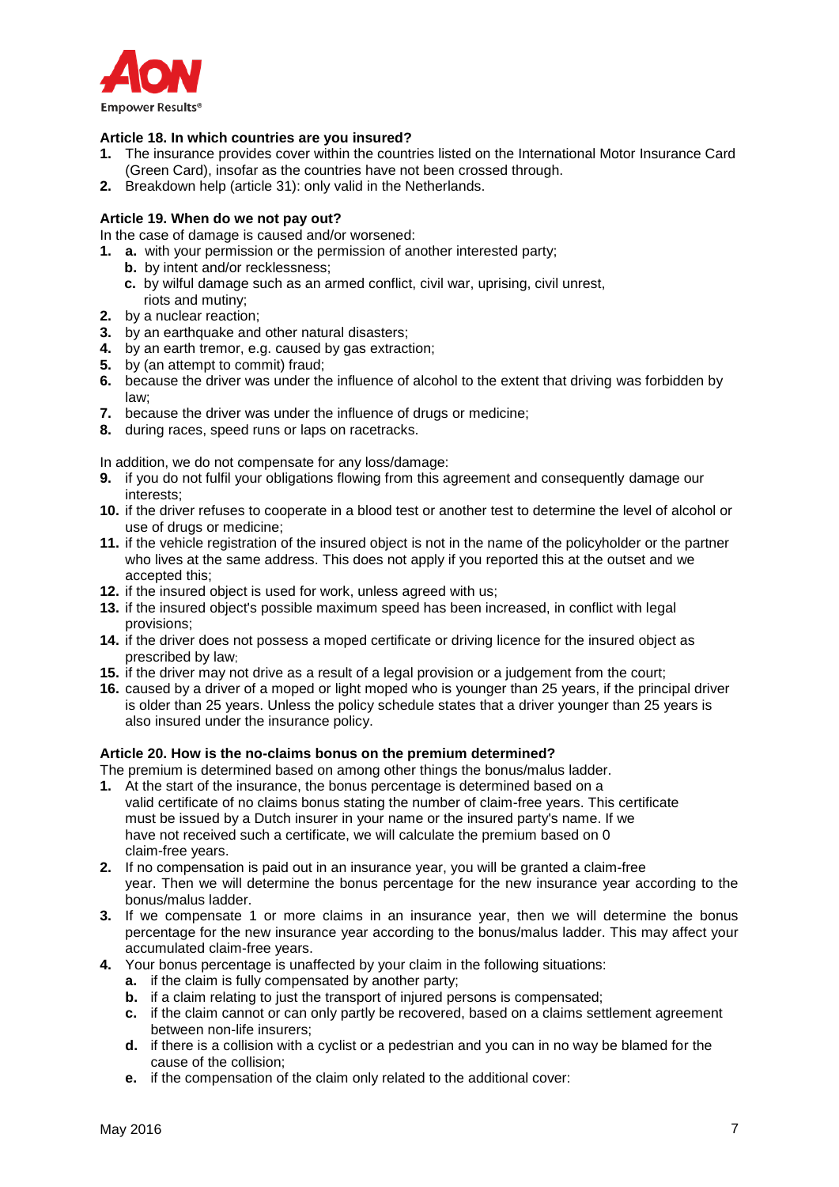### Article 18. In which countries are you insured?

1. The insurance provides cover within the countries listed on the International Motor Insurance Card (Green Card), insofar as the countries have not been crossed through.
2. Breakdown help (article 31): only valid in the Netherlands.

### Article 19. When do we not pay out?

In the case of damage is caused and/or worsened:

1. **a.** with your permission or the permission of another interested party;
   **b.** by intent and/or recklessness;
   **c.** by wilful damage such as an armed conflict, civil war, uprising, civil unrest, riots and mutiny;
2. by a nuclear reaction;
3. by an earthquake and other natural disasters;
4. by an earth tremor, e.g. caused by gas extraction;
5. by (an attempt to commit) fraud;
6. because the driver was under the influence of alcohol to the extent that driving was forbidden by law;
7. because the driver was under the influence of drugs or medicine;
8. during races, speed runs or laps on racetracks.

In addition, we do not compensate for any loss/damage:

9. if you do not fulfil your obligations flowing from this agreement and consequently damage our interests;
10. if the driver refuses to cooperate in a blood test or another test to determine the level of alcohol or use of drugs or medicine;
11. if the vehicle registration of the insured object is not in the name of the policyholder or the partner who lives at the same address. This does not apply if you reported this at the outset and we accepted this;
12. if the insured object is used for work, unless agreed with us;
13. if the insured object's possible maximum speed has been increased, in conflict with legal provisions;
14. if the driver does not possess a moped certificate or driving licence for the insured object as prescribed by law;
15. if the driver may not drive as a result of a legal provision or a judgement from the court;
16. caused by a driver of a moped or light moped who is younger than 25 years, if the principal driver is older than 25 years. Unless the policy schedule states that a driver younger than 25 years is also insured under the insurance policy.

### Article 20. How is the no-claims bonus on the premium determined?

The premium is determined based on among other things the bonus/malus ladder.

1. At the start of the insurance, the bonus percentage is determined based on a valid certificate of no claims bonus stating the number of claim-free years. This certificate must be issued by a Dutch insurer in your name or the insured party's name. If we have not received such a certificate, we will calculate the premium based on 0 claim-free years.
2. If no compensation is paid out in an insurance year, you will be granted a claim-free year. Then we will determine the bonus percentage for the new insurance year according to the bonus/malus ladder.
3. If we compensate 1 or more claims in an insurance year, then we will determine the bonus percentage for the new insurance year according to the bonus/malus ladder. This may affect your accumulated claim-free years.
4. Your bonus percentage is unaffected by your claim in the following situations:
   **a.** if the claim is fully compensated by another party;
   **b.** if a claim relating to just the transport of injured persons is compensated;
   **c.** if the claim cannot or can only partly be recovered, based on a claims settlement agreement between non-life insurers;
   **d.** if there is a collision with a cyclist or a pedestrian and you can in no way be blamed for the cause of the collision;
   **e.** if the compensation of the claim only related to the additional cover: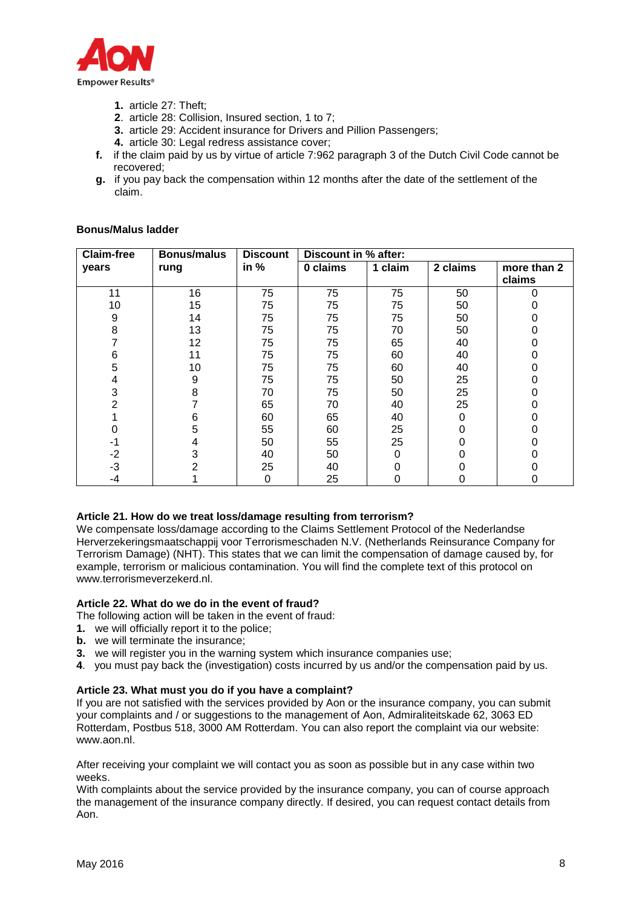1. article 27: Theft;
2. article 28: Collision, Insured section, 1 to 7;
3. article 29: Accident insurance for Drivers and Pillion Passengers;
4. article 30: Legal redress assistance cover;

**f.** if the claim paid by us by virtue of article 7:962 paragraph 3 of the Dutch Civil Code cannot be recovered;

**g.** if you pay back the compensation within 12 months after the date of the settlement of the claim.

**Bonus/Malus ladder**

| Claim-free years | Bonus/malus rung | Discount in % | Discount in % after: | | | |
|---|---|---|---|---|---|---|
| | | | 0 claims | 1 claim | 2 claims | more than 2 claims |
| 11 | 16 | 75 | 75 | 75 | 50 | 0 |
| 10 | 15 | 75 | 75 | 75 | 50 | 0 |
| 9 | 14 | 75 | 75 | 75 | 50 | 0 |
| 8 | 13 | 75 | 75 | 70 | 50 | 0 |
| 7 | 12 | 75 | 75 | 65 | 40 | 0 |
| 6 | 11 | 75 | 75 | 60 | 40 | 0 |
| 5 | 10 | 75 | 75 | 60 | 40 | 0 |
| 4 | 9 | 75 | 75 | 50 | 25 | 0 |
| 3 | 8 | 70 | 75 | 50 | 25 | 0 |
| 2 | 7 | 65 | 70 | 40 | 25 | 0 |
| 1 | 6 | 60 | 65 | 40 | 0 | 0 |
| 0 | 5 | 55 | 60 | 25 | 0 | 0 |
| -1 | 4 | 50 | 55 | 25 | 0 | 0 |
| -2 | 3 | 40 | 50 | 0 | 0 | 0 |
| -3 | 2 | 25 | 40 | 0 | 0 | 0 |
| -4 | 1 | 0 | 25 | 0 | 0 | 0 |

**Article 21. How do we treat loss/damage resulting from terrorism?**

We compensate loss/damage according to the Claims Settlement Protocol of the Nederlandse Herverzekeringsmaatschappij voor Terrorismeschaden N.V. (Netherlands Reinsurance Company for Terrorism Damage) (NHT). This states that we can limit the compensation of damage caused by, for example, terrorism or malicious contamination. You will find the complete text of this protocol on www.terrorismeverzekerd.nl.

**Article 22. What do we do in the event of fraud?**

The following action will be taken in the event of fraud:

1. we will officially report it to the police;

**b.** we will terminate the insurance;

3. we will register you in the warning system which insurance companies use;
4. you must pay back the (investigation) costs incurred by us and/or the compensation paid by us.

**Article 23. What must you do if you have a complaint?**

If you are not satisfied with the services provided by Aon or the insurance company, you can submit your complaints and / or suggestions to the management of Aon, Admiraliteitskade 62, 3063 ED Rotterdam, Postbus 518, 3000 AM Rotterdam. You can also report the complaint via our website: www.aon.nl.

After receiving your complaint we will contact you as soon as possible but in any case within two weeks.
With complaints about the service provided by the insurance company, you can of course approach the management of the insurance company directly. If desired, you can request contact details from Aon.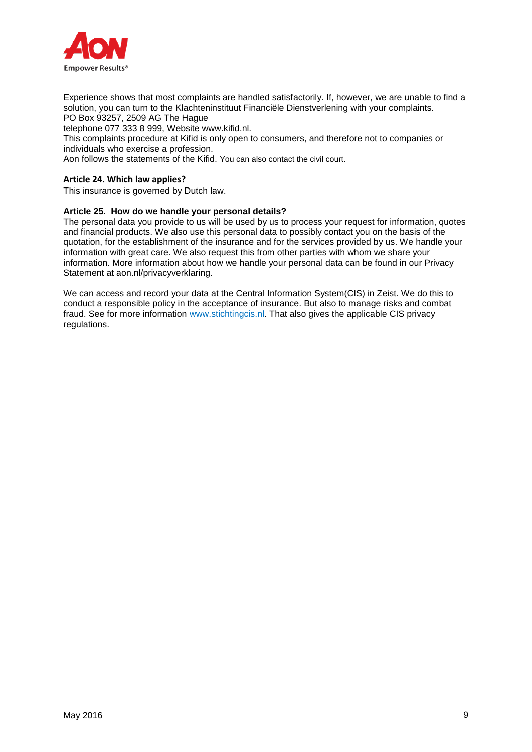Experience shows that most complaints are handled satisfactorily. If, however, we are unable to find a solution, you can turn to the Klachteninstituut Financiële Dienstverlening with your complaints.
PO Box 93257, 2509 AG The Hague
telephone 077 333 8 999, Website www.kifid.nl.
This complaints procedure at Kifid is only open to consumers, and therefore not to companies or individuals who exercise a profession.
Aon follows the statements of the Kifid. You can also contact the civil court.

**Article 24. Which law applies?**
This insurance is governed by Dutch law.

**Article 25. How do we handle your personal details?**
The personal data you provide to us will be used by us to process your request for information, quotes and financial products. We also use this personal data to possibly contact you on the basis of the quotation, for the establishment of the insurance and for the services provided by us. We handle your information with great care. We also request this from other parties with whom we share your information. More information about how we handle your personal data can be found in our Privacy Statement at aon.nl/privacyverklaring.

We can access and record your data at the Central Information System(CIS) in Zeist. We do this to conduct a responsible policy in the acceptance of insurance. But also to manage risks and combat fraud. See for more information www.stichtingcis.nl. That also gives the applicable CIS privacy regulations.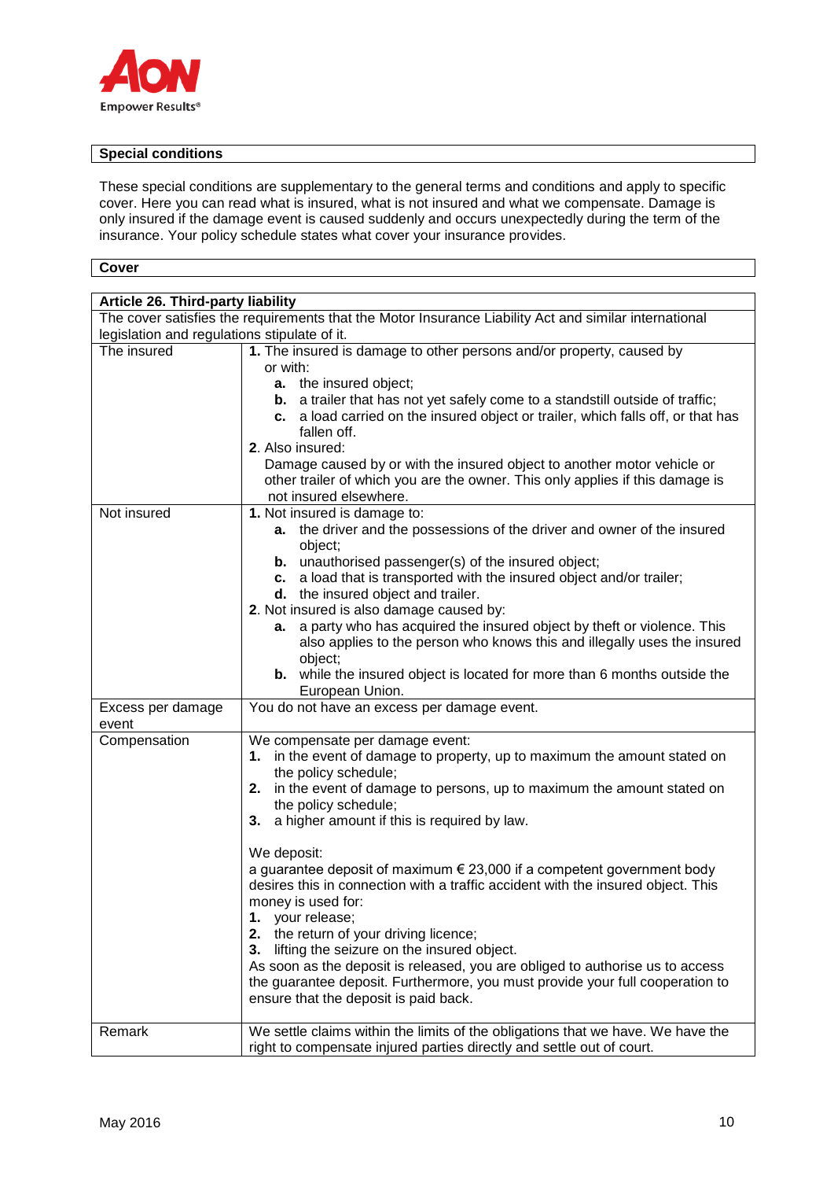## Special conditions

These special conditions are supplementary to the general terms and conditions and apply to specific cover. Here you can read what is insured, what is not insured and what we compensate. Damage is only insured if the damage event is caused suddenly and occurs unexpectedly during the term of the insurance. Your policy schedule states what cover your insurance provides.

## Cover

| **Article 26. Third-party liability** | |
|---|---|
| The cover satisfies the requirements that the Motor Insurance Liability Act and similar international legislation and regulations stipulate of it. | |
| The insured | **1.** The insured is damage to other persons and/or property, caused by or with:<br>**a.** the insured object;<br>**b.** a trailer that has not yet safely come to a standstill outside of traffic;<br>**c.** a load carried on the insured object or trailer, which falls off, or that has fallen off.<br>**2**. Also insured:<br>Damage caused by or with the insured object to another motor vehicle or other trailer of which you are the owner. This only applies if this damage is not insured elsewhere. |
| Not insured | **1.** Not insured is damage to:<br>**a.** the driver and the possessions of the driver and owner of the insured object;<br>**b.** unauthorised passenger(s) of the insured object;<br>**c.** a load that is transported with the insured object and/or trailer;<br>**d.** the insured object and trailer.<br>**2**. Not insured is also damage caused by:<br>**a.** a party who has acquired the insured object by theft or violence. This also applies to the person who knows this and illegally uses the insured object;<br>**b.** while the insured object is located for more than 6 months outside the European Union. |
| Excess per damage event | You do not have an excess per damage event. |
| Compensation | We compensate per damage event:<br>**1.** in the event of damage to property, up to maximum the amount stated on the policy schedule;<br>**2.** in the event of damage to persons, up to maximum the amount stated on the policy schedule;<br>**3.** a higher amount if this is required by law.<br><br>We deposit:<br>a guarantee deposit of maximum € 23,000 if a competent government body desires this in connection with a traffic accident with the insured object. This money is used for:<br>**1.** your release;<br>**2.** the return of your driving licence;<br>**3.** lifting the seizure on the insured object.<br>As soon as the deposit is released, you are obliged to authorise us to access the guarantee deposit. Furthermore, you must provide your full cooperation to ensure that the deposit is paid back. |
| Remark | We settle claims within the limits of the obligations that we have. We have the right to compensate injured parties directly and settle out of court. |

May 2016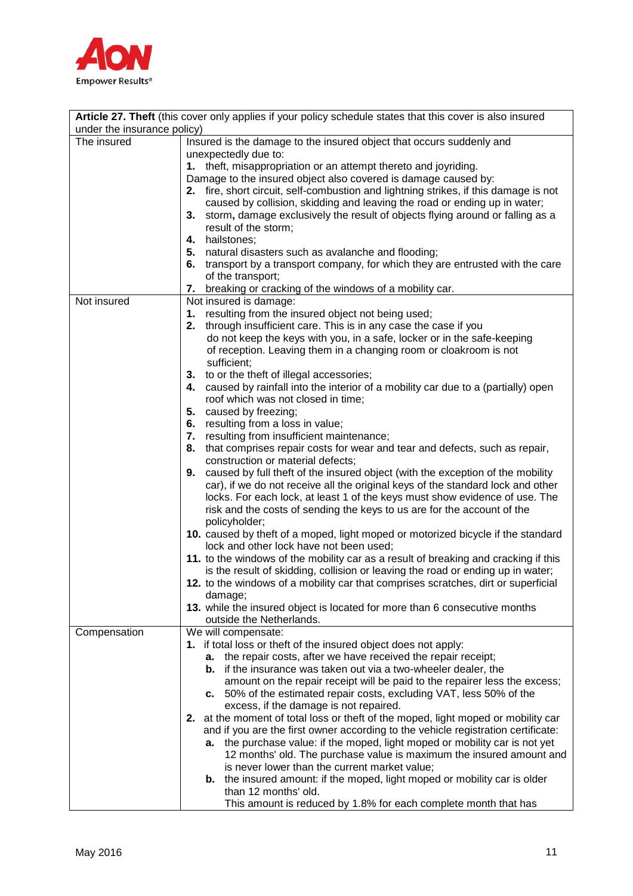| **Article 27. Theft** (this cover only applies if your policy schedule states that this cover is also insured under the insurance policy) | |
|---|---|
| The insured | Insured is the damage to the insured object that occurs suddenly and unexpectedly due to:<br>**1.** theft, misappropriation or an attempt thereto and joyriding.<br>Damage to the insured object also covered is damage caused by:<br>**2.** fire, short circuit, self-combustion and lightning strikes, if this damage is not caused by collision, skidding and leaving the road or ending up in water;<br>**3.** storm**,** damage exclusively the result of objects flying around or falling as a result of the storm;<br>**4.** hailstones;<br>**5.** natural disasters such as avalanche and flooding;<br>**6.** transport by a transport company, for which they are entrusted with the care of the transport;<br>**7.** breaking or cracking of the windows of a mobility car. |
| Not insured | Not insured is damage:<br>**1.** resulting from the insured object not being used;<br>**2.** through insufficient care. This is in any case the case if you do not keep the keys with you, in a safe, locker or in the safe-keeping of reception. Leaving them in a changing room or cloakroom is not sufficient;<br>**3.** to or the theft of illegal accessories;<br>**4.** caused by rainfall into the interior of a mobility car due to a (partially) open roof which was not closed in time;<br>**5.** caused by freezing;<br>**6.** resulting from a loss in value;<br>**7.** resulting from insufficient maintenance;<br>**8.** that comprises repair costs for wear and tear and defects, such as repair, construction or material defects;<br>**9.** caused by full theft of the insured object (with the exception of the mobility car), if we do not receive all the original keys of the standard lock and other locks. For each lock, at least 1 of the keys must show evidence of use. The risk and the costs of sending the keys to us are for the account of the policyholder;<br>**10.** caused by theft of a moped, light moped or motorized bicycle if the standard lock and other lock have not been used;<br>**11.** to the windows of the mobility car as a result of breaking and cracking if this is the result of skidding, collision or leaving the road or ending up in water;<br>**12.** to the windows of a mobility car that comprises scratches, dirt or superficial damage;<br>**13.** while the insured object is located for more than 6 consecutive months outside the Netherlands. |
| Compensation | We will compensate:<br>**1.** if total loss or theft of the insured object does not apply:<br>&nbsp;&nbsp;&nbsp;**a.** the repair costs, after we have received the repair receipt;<br>&nbsp;&nbsp;&nbsp;**b.** if the insurance was taken out via a two-wheeler dealer, the amount on the repair receipt will be paid to the repairer less the excess;<br>&nbsp;&nbsp;&nbsp;**c.** 50% of the estimated repair costs, excluding VAT, less 50% of the excess, if the damage is not repaired.<br>**2.** at the moment of total loss or theft of the moped, light moped or mobility car and if you are the first owner according to the vehicle registration certificate:<br>&nbsp;&nbsp;&nbsp;**a.** the purchase value: if the moped, light moped or mobility car is not yet 12 months' old. The purchase value is maximum the insured amount and is never lower than the current market value;<br>&nbsp;&nbsp;&nbsp;**b.** the insured amount: if the moped, light moped or mobility car is older than 12 months' old.<br>This amount is reduced by 1.8% for each complete month that has |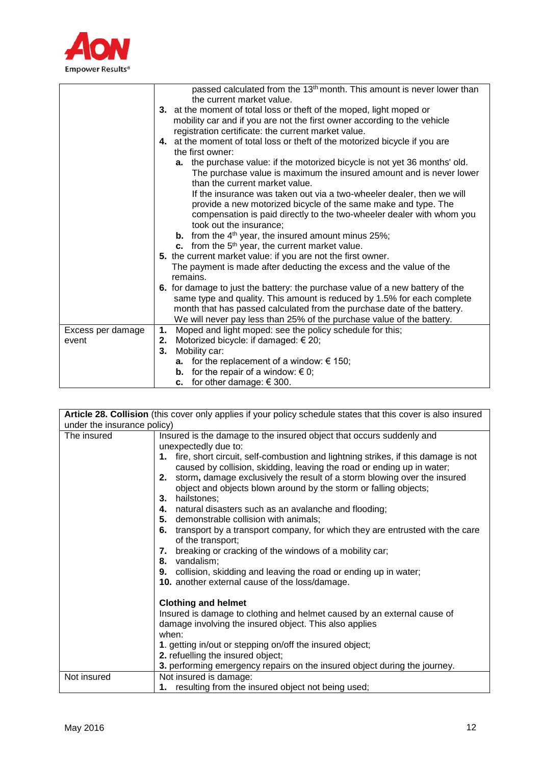| | |
|---|---|
| | passed calculated from the 13th month. This amount is never lower than the current market value.<br>**3.** at the moment of total loss or theft of the moped, light moped or mobility car and if you are not the first owner according to the vehicle registration certificate: the current market value.<br>**4.** at the moment of total loss or theft of the motorized bicycle if you are the first owner:<br>**a.** the purchase value: if the motorized bicycle is not yet 36 months' old. The purchase value is maximum the insured amount and is never lower than the current market value.<br>If the insurance was taken out via a two-wheeler dealer, then we will provide a new motorized bicycle of the same make and type. The compensation is paid directly to the two-wheeler dealer with whom you took out the insurance;<br>**b.** from the 4th year, the insured amount minus 25%;<br>**c.** from the 5th year, the current market value.<br>**5.** the current market value: if you are not the first owner.<br>The payment is made after deducting the excess and the value of the remains.<br>**6.** for damage to just the battery: the purchase value of a new battery of the same type and quality. This amount is reduced by 1.5% for each complete month that has passed calculated from the purchase date of the battery. We will never pay less than 25% of the purchase value of the battery. |
| Excess per damage event | **1.** Moped and light moped: see the policy schedule for this;<br>**2.** Motorized bicycle: if damaged: € 20;<br>**3.** Mobility car:<br>**a.** for the replacement of a window: € 150;<br>**b.** for the repair of a window: € 0;<br>**c.** for other damage: € 300. |

| **Article 28. Collision** (this cover only applies if your policy schedule states that this cover is also insured under the insurance policy) | |
|---|---|
| The insured | Insured is the damage to the insured object that occurs suddenly and unexpectedly due to:<br>**1.** fire, short circuit, self-combustion and lightning strikes, if this damage is not caused by collision, skidding, leaving the road or ending up in water;<br>**2.** storm**,** damage exclusively the result of a storm blowing over the insured object and objects blown around by the storm or falling objects;<br>**3.** hailstones;<br>**4.** natural disasters such as an avalanche and flooding;<br>**5.** demonstrable collision with animals;<br>**6.** transport by a transport company, for which they are entrusted with the care of the transport;<br>**7.** breaking or cracking of the windows of a mobility car;<br>**8.** vandalism;<br>**9.** collision, skidding and leaving the road or ending up in water;<br>**10.** another external cause of the loss/damage.<br><br>**Clothing and helmet**<br>Insured is damage to clothing and helmet caused by an external cause of damage involving the insured object. This also applies when:<br>**1**. getting in/out or stepping on/off the insured object;<br>**2.** refuelling the insured object;<br>**3.** performing emergency repairs on the insured object during the journey. |
| Not insured | Not insured is damage:<br>**1.** resulting from the insured object not being used; |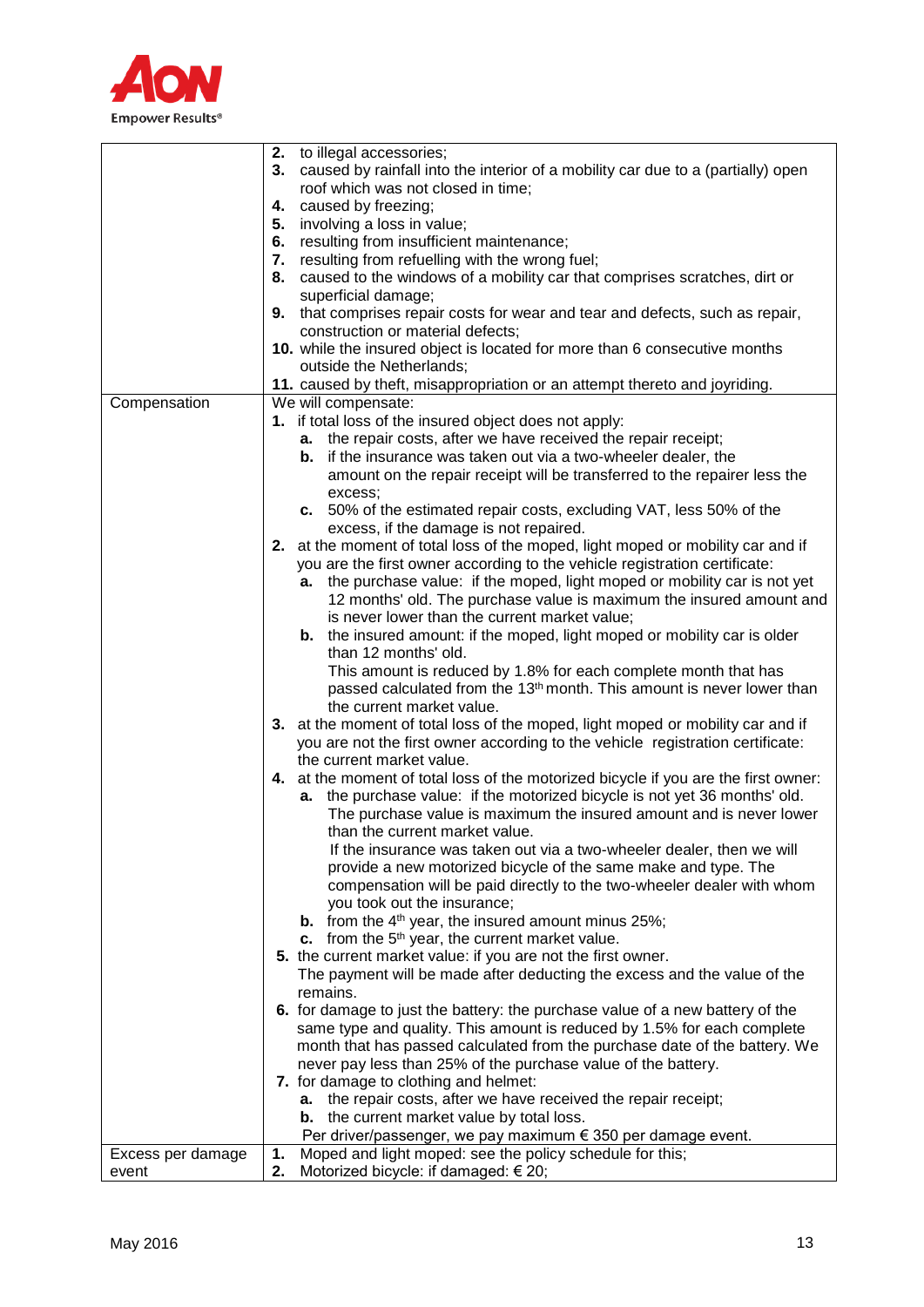| | |
|---|---|
| | **2.** to illegal accessories;<br>**3.** caused by rainfall into the interior of a mobility car due to a (partially) open roof which was not closed in time;<br>**4.** caused by freezing;<br>**5.** involving a loss in value;<br>**6.** resulting from insufficient maintenance;<br>**7.** resulting from refuelling with the wrong fuel;<br>**8.** caused to the windows of a mobility car that comprises scratches, dirt or superficial damage;<br>**9.** that comprises repair costs for wear and tear and defects, such as repair, construction or material defects;<br>**10.** while the insured object is located for more than 6 consecutive months outside the Netherlands;<br>**11.** caused by theft, misappropriation or an attempt thereto and joyriding. |
| Compensation | We will compensate:<br>**1.** if total loss of the insured object does not apply:<br>&nbsp;&nbsp;&nbsp;**a.** the repair costs, after we have received the repair receipt;<br>&nbsp;&nbsp;&nbsp;**b.** if the insurance was taken out via a two-wheeler dealer, the amount on the repair receipt will be transferred to the repairer less the excess;<br>&nbsp;&nbsp;&nbsp;**c.** 50% of the estimated repair costs, excluding VAT, less 50% of the excess, if the damage is not repaired.<br>**2.** at the moment of total loss of the moped, light moped or mobility car and if you are the first owner according to the vehicle registration certificate:<br>&nbsp;&nbsp;&nbsp;**a.** the purchase value: if the moped, light moped or mobility car is not yet 12 months' old. The purchase value is maximum the insured amount and is never lower than the current market value;<br>&nbsp;&nbsp;&nbsp;**b.** the insured amount: if the moped, light moped or mobility car is older than 12 months' old.<br>&nbsp;&nbsp;&nbsp;This amount is reduced by 1.8% for each complete month that has passed calculated from the 13th month. This amount is never lower than the current market value.<br>**3.** at the moment of total loss of the moped, light moped or mobility car and if you are not the first owner according to the vehicle registration certificate: the current market value.<br>**4.** at the moment of total loss of the motorized bicycle if you are the first owner:<br>&nbsp;&nbsp;&nbsp;**a.** the purchase value: if the motorized bicycle is not yet 36 months' old. The purchase value is maximum the insured amount and is never lower than the current market value.<br>&nbsp;&nbsp;&nbsp;If the insurance was taken out via a two-wheeler dealer, then we will provide a new motorized bicycle of the same make and type. The compensation will be paid directly to the two-wheeler dealer with whom you took out the insurance;<br>&nbsp;&nbsp;&nbsp;**b.** from the 4th year, the insured amount minus 25%;<br>&nbsp;&nbsp;&nbsp;**c.** from the 5th year, the current market value.<br>**5.** the current market value: if you are not the first owner.<br>The payment will be made after deducting the excess and the value of the remains.<br>**6.** for damage to just the battery: the purchase value of a new battery of the same type and quality. This amount is reduced by 1.5% for each complete month that has passed calculated from the purchase date of the battery. We never pay less than 25% of the purchase value of the battery.<br>**7.** for damage to clothing and helmet:<br>&nbsp;&nbsp;&nbsp;**a.** the repair costs, after we have received the repair receipt;<br>&nbsp;&nbsp;&nbsp;**b.** the current market value by total loss.<br>&nbsp;&nbsp;&nbsp;Per driver/passenger, we pay maximum € 350 per damage event. |
| Excess per damage event | **1.** Moped and light moped: see the policy schedule for this;<br>**2.** Motorized bicycle: if damaged: € 20; |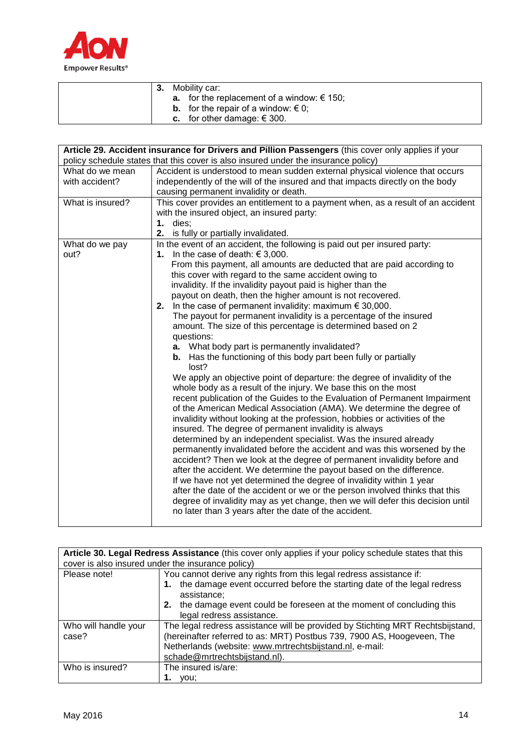| | 3. Mobility car:<br>a. for the replacement of a window: € 150;<br>b. for the repair of a window: € 0;<br>c. for other damage: € 300. |
|---|---|

| **Article 29. Accident insurance for Drivers and Pillion Passengers** (this cover only applies if your policy schedule states that this cover is also insured under the insurance policy) | |
|---|---|
| What do we mean with accident? | Accident is understood to mean sudden external physical violence that occurs independently of the will of the insured and that impacts directly on the body causing permanent invalidity or death. |
| What is insured? | This cover provides an entitlement to a payment when, as a result of an accident with the insured object, an insured party:<br>1. dies;<br>2. is fully or partially invalidated. |
| What do we pay out? | In the event of an accident, the following is paid out per insured party:<br>1. In the case of death: € 3,000.<br>From this payment, all amounts are deducted that are paid according to this cover with regard to the same accident owing to invalidity. If the invalidity payout paid is higher than the payout on death, then the higher amount is not recovered.<br>2. In the case of permanent invalidity: maximum € 30,000.<br>The payout for permanent invalidity is a percentage of the insured amount. The size of this percentage is determined based on 2 questions:<br>a. What body part is permanently invalidated?<br>b. Has the functioning of this body part been fully or partially lost?<br>We apply an objective point of departure: the degree of invalidity of the whole body as a result of the injury. We base this on the most recent publication of the Guides to the Evaluation of Permanent Impairment of the American Medical Association (AMA). We determine the degree of invalidity without looking at the profession, hobbies or activities of the insured. The degree of permanent invalidity is always determined by an independent specialist. Was the insured already permanently invalidated before the accident and was this worsened by the accident? Then we look at the degree of permanent invalidity before and after the accident. We determine the payout based on the difference. If we have not yet determined the degree of invalidity within 1 year after the date of the accident or we or the person involved thinks that this degree of invalidity may as yet change, then we will defer this decision until no later than 3 years after the date of the accident. |

| **Article 30. Legal Redress Assistance** (this cover only applies if your policy schedule states that this cover is also insured under the insurance policy) | |
|---|---|
| Please note! | You cannot derive any rights from this legal redress assistance if:<br>1. the damage event occurred before the starting date of the legal redress assistance;<br>2. the damage event could be foreseen at the moment of concluding this legal redress assistance. |
| Who will handle your case? | The legal redress assistance will be provided by Stichting MRT Rechtsbijstand, (hereinafter referred to as: MRT) Postbus 739, 7900 AS, Hoogeveen, The Netherlands (website: www.mrtrechtsbijstand.nl, e-mail: schade@mrtrechtsbijstand.nl). |
| Who is insured? | The insured is/are:<br>1. you; |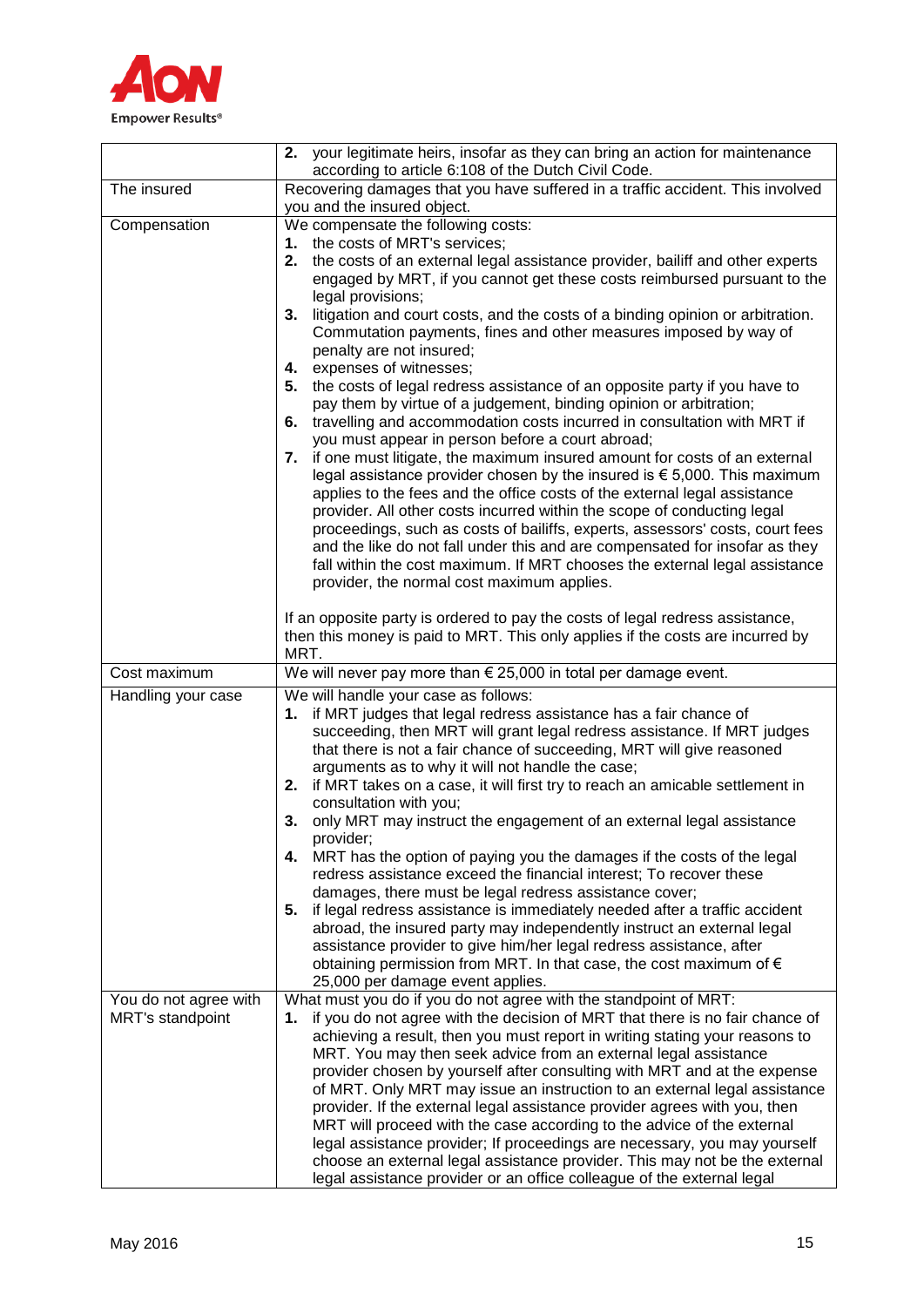| | |
|---|---|
| | **2.** your legitimate heirs, insofar as they can bring an action for maintenance according to article 6:108 of the Dutch Civil Code. |
| The insured | Recovering damages that you have suffered in a traffic accident. This involved you and the insured object. |
| Compensation | We compensate the following costs:<br>**1.** the costs of MRT's services;<br>**2.** the costs of an external legal assistance provider, bailiff and other experts engaged by MRT, if you cannot get these costs reimbursed pursuant to the legal provisions;<br>**3.** litigation and court costs, and the costs of a binding opinion or arbitration. Commutation payments, fines and other measures imposed by way of penalty are not insured;<br>**4.** expenses of witnesses;<br>**5.** the costs of legal redress assistance of an opposite party if you have to pay them by virtue of a judgement, binding opinion or arbitration;<br>**6.** travelling and accommodation costs incurred in consultation with MRT if you must appear in person before a court abroad;<br>**7.** if one must litigate, the maximum insured amount for costs of an external legal assistance provider chosen by the insured is € 5,000. This maximum applies to the fees and the office costs of the external legal assistance provider. All other costs incurred within the scope of conducting legal proceedings, such as costs of bailiffs, experts, assessors' costs, court fees and the like do not fall under this and are compensated for insofar as they fall within the cost maximum. If MRT chooses the external legal assistance provider, the normal cost maximum applies.<br><br>If an opposite party is ordered to pay the costs of legal redress assistance, then this money is paid to MRT. This only applies if the costs are incurred by MRT. |
| Cost maximum | We will never pay more than € 25,000 in total per damage event. |
| Handling your case | We will handle your case as follows:<br>**1.** if MRT judges that legal redress assistance has a fair chance of succeeding, then MRT will grant legal redress assistance. If MRT judges that there is not a fair chance of succeeding, MRT will give reasoned arguments as to why it will not handle the case;<br>**2.** if MRT takes on a case, it will first try to reach an amicable settlement in consultation with you;<br>**3.** only MRT may instruct the engagement of an external legal assistance provider;<br>**4.** MRT has the option of paying you the damages if the costs of the legal redress assistance exceed the financial interest; To recover these damages, there must be legal redress assistance cover;<br>**5.** if legal redress assistance is immediately needed after a traffic accident abroad, the insured party may independently instruct an external legal assistance provider to give him/her legal redress assistance, after obtaining permission from MRT. In that case, the cost maximum of € 25,000 per damage event applies. |
| You do not agree with MRT's standpoint | What must you do if you do not agree with the standpoint of MRT:<br>**1.** if you do not agree with the decision of MRT that there is no fair chance of achieving a result, then you must report in writing stating your reasons to MRT. You may then seek advice from an external legal assistance provider chosen by yourself after consulting with MRT and at the expense of MRT. Only MRT may issue an instruction to an external legal assistance provider. If the external legal assistance provider agrees with you, then MRT will proceed with the case according to the advice of the external legal assistance provider; If proceedings are necessary, you may yourself choose an external legal assistance provider. This may not be the external legal assistance provider or an office colleague of the external legal |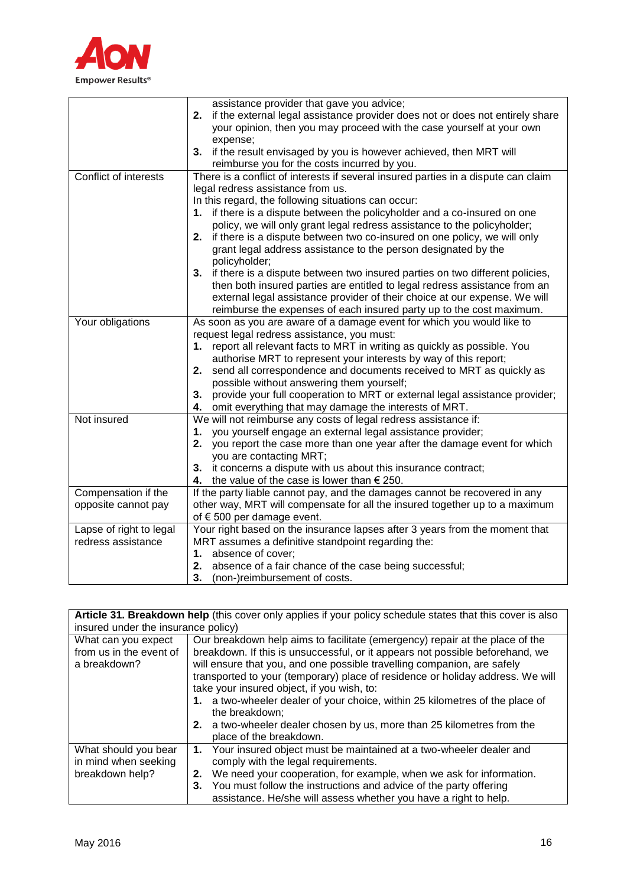| | |
|---|---|
| | assistance provider that gave you advice;<br>**2.** if the external legal assistance provider does not or does not entirely share your opinion, then you may proceed with the case yourself at your own expense;<br>**3.** if the result envisaged by you is however achieved, then MRT will reimburse you for the costs incurred by you. |
| Conflict of interests | There is a conflict of interests if several insured parties in a dispute can claim legal redress assistance from us.<br>In this regard, the following situations can occur:<br>**1.** if there is a dispute between the policyholder and a co-insured on one policy, we will only grant legal redress assistance to the policyholder;<br>**2.** if there is a dispute between two co-insured on one policy, we will only grant legal address assistance to the person designated by the policyholder;<br>**3.** if there is a dispute between two insured parties on two different policies, then both insured parties are entitled to legal redress assistance from an external legal assistance provider of their choice at our expense. We will reimburse the expenses of each insured party up to the cost maximum. |
| Your obligations | As soon as you are aware of a damage event for which you would like to request legal redress assistance, you must:<br>**1.** report all relevant facts to MRT in writing as quickly as possible. You authorise MRT to represent your interests by way of this report;<br>**2.** send all correspondence and documents received to MRT as quickly as possible without answering them yourself;<br>**3.** provide your full cooperation to MRT or external legal assistance provider;<br>**4.** omit everything that may damage the interests of MRT. |
| Not insured | We will not reimburse any costs of legal redress assistance if:<br>**1.** you yourself engage an external legal assistance provider;<br>**2.** you report the case more than one year after the damage event for which you are contacting MRT;<br>**3.** it concerns a dispute with us about this insurance contract;<br>**4.** the value of the case is lower than € 250. |
| Compensation if the opposite cannot pay | If the party liable cannot pay, and the damages cannot be recovered in any other way, MRT will compensate for all the insured together up to a maximum of € 500 per damage event. |
| Lapse of right to legal redress assistance | Your right based on the insurance lapses after 3 years from the moment that MRT assumes a definitive standpoint regarding the:<br>**1.** absence of cover;<br>**2.** absence of a fair chance of the case being successful;<br>**3.** (non-)reimbursement of costs. |

| **Article 31. Breakdown help** (this cover only applies if your policy schedule states that this cover is also insured under the insurance policy) | |
|---|---|
| What can you expect from us in the event of a breakdown? | Our breakdown help aims to facilitate (emergency) repair at the place of the breakdown. If this is unsuccessful, or it appears not possible beforehand, we will ensure that you, and one possible travelling companion, are safely transported to your (temporary) place of residence or holiday address. We will take your insured object, if you wish, to:<br>**1.** a two-wheeler dealer of your choice, within 25 kilometres of the place of the breakdown;<br>**2.** a two-wheeler dealer chosen by us, more than 25 kilometres from the place of the breakdown. |
| What should you bear in mind when seeking breakdown help? | **1.** Your insured object must be maintained at a two-wheeler dealer and comply with the legal requirements.<br>**2.** We need your cooperation, for example, when we ask for information.<br>**3.** You must follow the instructions and advice of the party offering assistance. He/she will assess whether you have a right to help. |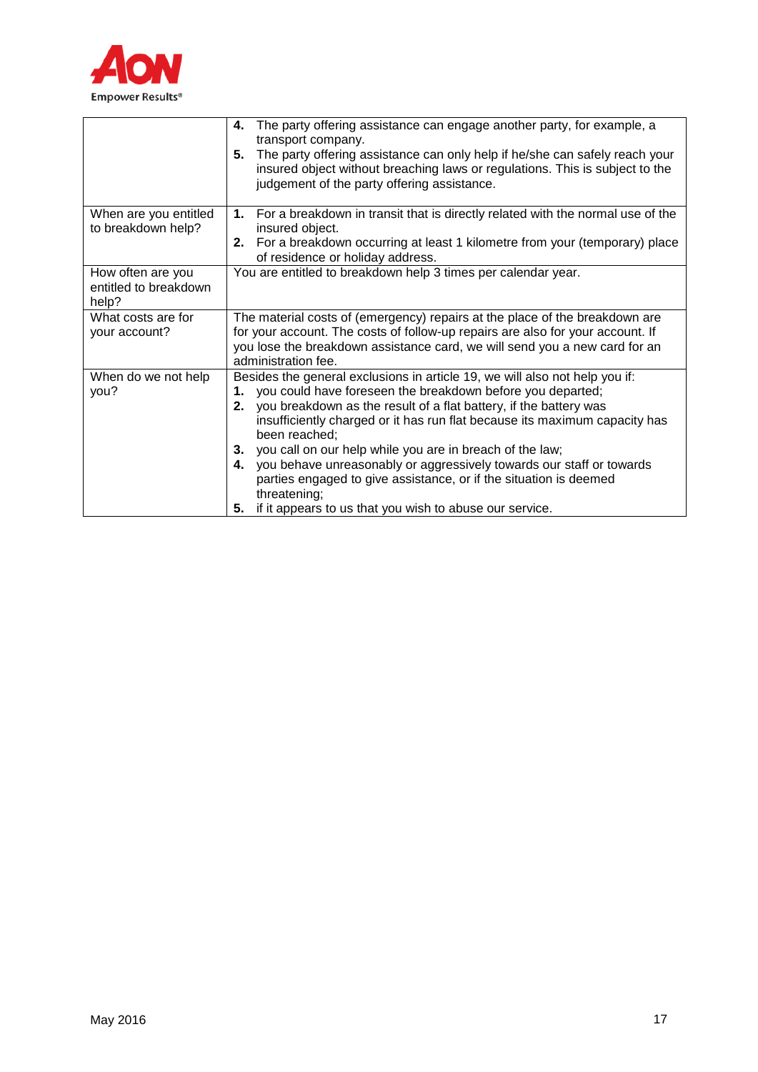| | |
|---|---|
| | **4.** The party offering assistance can engage another party, for example, a transport company.<br>**5.** The party offering assistance can only help if he/she can safely reach your insured object without breaching laws or regulations. This is subject to the judgement of the party offering assistance. |
| When are you entitled to breakdown help? | **1.** For a breakdown in transit that is directly related with the normal use of the insured object.<br>**2.** For a breakdown occurring at least 1 kilometre from your (temporary) place of residence or holiday address. |
| How often are you entitled to breakdown help? | You are entitled to breakdown help 3 times per calendar year. |
| What costs are for your account? | The material costs of (emergency) repairs at the place of the breakdown are for your account. The costs of follow-up repairs are also for your account. If you lose the breakdown assistance card, we will send you a new card for an administration fee. |
| When do we not help you? | Besides the general exclusions in article 19, we will also not help you if:<br>**1.** you could have foreseen the breakdown before you departed;<br>**2.** you breakdown as the result of a flat battery, if the battery was insufficiently charged or it has run flat because its maximum capacity has been reached;<br>**3.** you call on our help while you are in breach of the law;<br>**4.** you behave unreasonably or aggressively towards our staff or towards parties engaged to give assistance, or if the situation is deemed threatening;<br>**5.** if it appears to us that you wish to abuse our service. |

May 2016